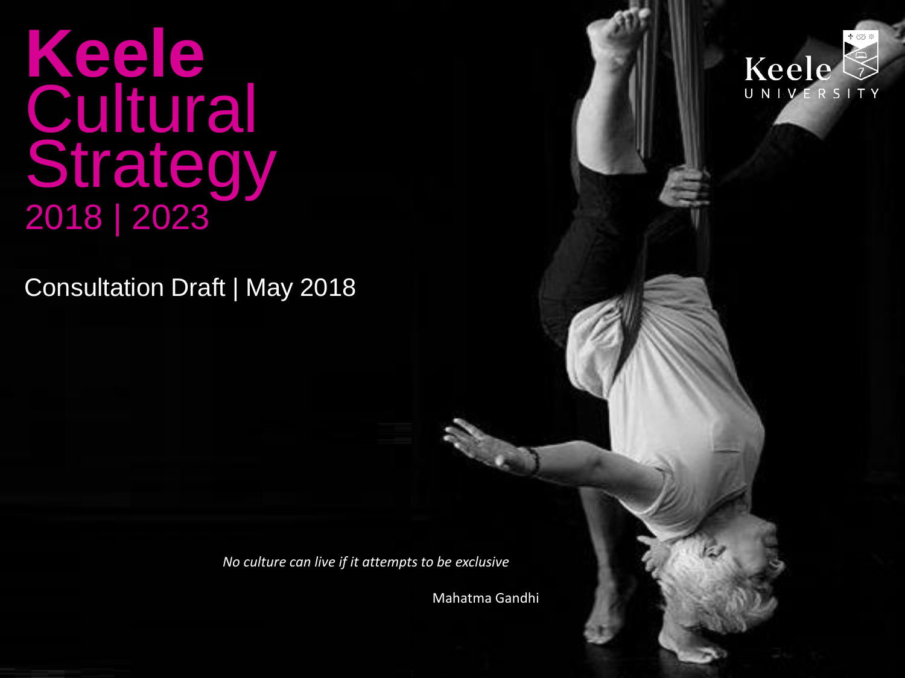# Keele Cultural Strategy 2018 | 2023

Consultation Draft | May 2018

*No culture can live if it attempts to be exclusive*

Mahatma Gandhi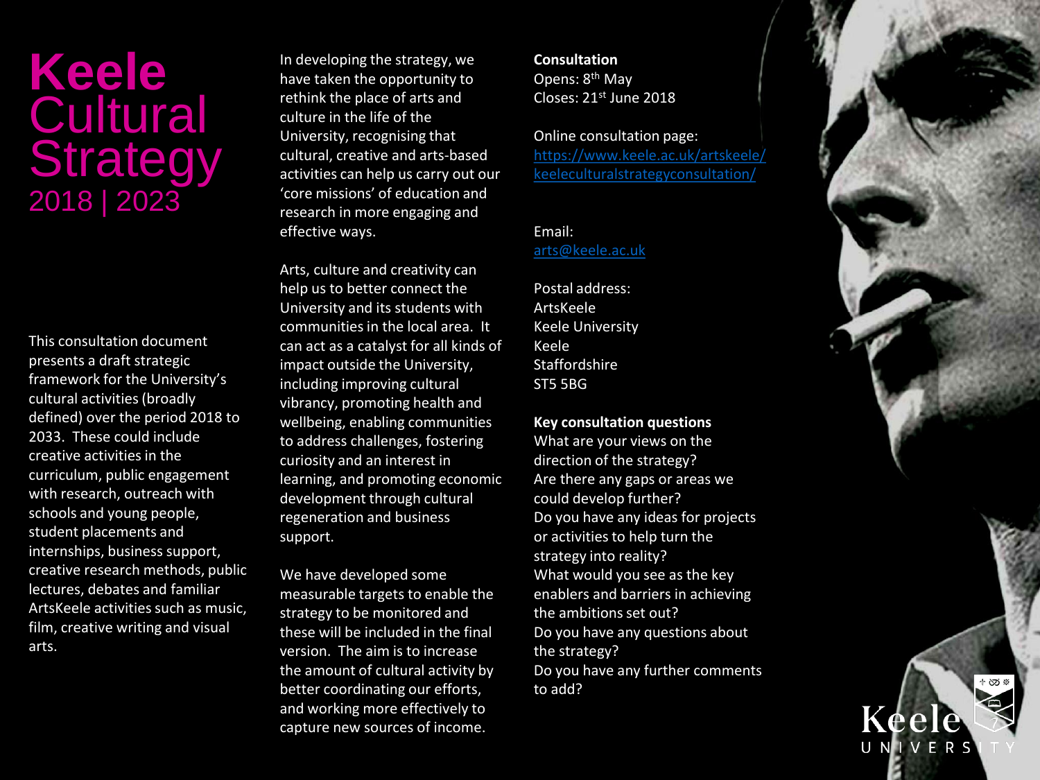# Keele Cultural Strategy 2018 | 2023

This consultation document presents a draft strategic framework for the University's cultural activities (broadly defined) over the period 2018 to 2033. These could include creative activities in the curriculum, public engagement with research, outreach with schools and young people, student placements and internships, business support, creative research methods, public lectures, debates and familiar ArtsKeele activities such as music, film, creative writing and visual arts.

In developing the strategy, we have taken the opportunity to rethink the place of arts and culture in the life of the University, recognising that cultural, creative and arts-based activities can help us carry out our 'core missions' of education and research in more engaging and effective ways.

Arts, culture and creativity can help us to better connect the University and its students with communities in the local area. It can act as a catalyst for all kinds of impact outside the University, including improving cultural vibrancy, promoting health and wellbeing, enabling communities to address challenges, fostering curiosity and an interest in learning, and promoting economic development through cultural regeneration and business support.

We have developed some measurable targets to enable the strategy to be monitored and these will be included in the final version. The aim is to increase the amount of cultural activity by better coordinating our efforts, and working more effectively to capture new sources of income.

**Consultation**
Opens: 8th May
Closes: 21st June 2018

Online consultation page:
https://www.keele.ac.uk/artskeele/keeleculturalstrategyconsultation/

Email:
arts@keele.ac.uk

Postal address:
ArtsKeele
Keele University
Keele
Staffordshire
ST5 5BG

**Key consultation questions**
What are your views on the direction of the strategy?
Are there any gaps or areas we could develop further?
Do you have any ideas for projects or activities to help turn the strategy into reality?
What would you see as the key enablers and barriers in achieving the ambitions set out?
Do you have any questions about the strategy?
Do you have any further comments to add?

Keele UNIVERSITY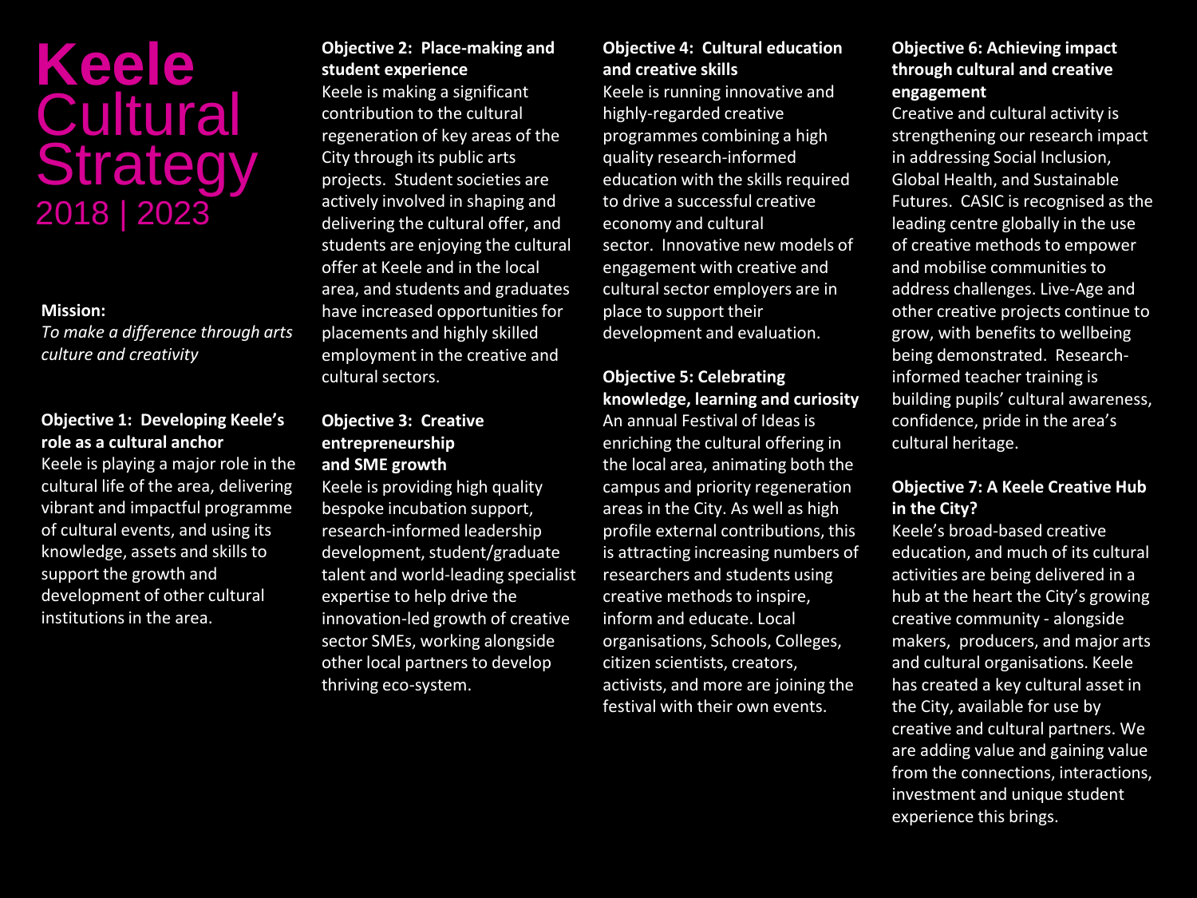# Keele Cultural Strategy

2018 | 2023

**Mission:**

*To make a difference through arts culture and creativity*

**Objective 1: Developing Keele's role as a cultural anchor**

Keele is playing a major role in the cultural life of the area, delivering vibrant and impactful programme of cultural events, and using its knowledge, assets and skills to support the growth and development of other cultural institutions in the area.

**Objective 2: Place-making and student experience**

Keele is making a significant contribution to the cultural regeneration of key areas of the City through its public arts projects. Student societies are actively involved in shaping and delivering the cultural offer, and students are enjoying the cultural offer at Keele and in the local area, and students and graduates have increased opportunities for placements and highly skilled employment in the creative and cultural sectors.

**Objective 3: Creative entrepreneurship and SME growth**

Keele is providing high quality bespoke incubation support, research-informed leadership development, student/graduate talent and world-leading specialist expertise to help drive the innovation-led growth of creative sector SMEs, working alongside other local partners to develop thriving eco-system.

**Objective 4: Cultural education and creative skills**

Keele is running innovative and highly-regarded creative programmes combining a high quality research-informed education with the skills required to drive a successful creative economy and cultural sector. Innovative new models of engagement with creative and cultural sector employers are in place to support their development and evaluation.

**Objective 5: Celebrating knowledge, learning and curiosity**

An annual Festival of Ideas is enriching the cultural offering in the local area, animating both the campus and priority regeneration areas in the City. As well as high profile external contributions, this is attracting increasing numbers of researchers and students using creative methods to inspire, inform and educate. Local organisations, Schools, Colleges, citizen scientists, creators, activists, and more are joining the festival with their own events.

**Objective 6: Achieving impact through cultural and creative engagement**

Creative and cultural activity is strengthening our research impact in addressing Social Inclusion, Global Health, and Sustainable Futures. CASIC is recognised as the leading centre globally in the use of creative methods to empower and mobilise communities to address challenges. Live-Age and other creative projects continue to grow, with benefits to wellbeing being demonstrated. Research-informed teacher training is building pupils' cultural awareness, confidence, pride in the area's cultural heritage.

**Objective 7: A Keele Creative Hub in the City?**

Keele's broad-based creative education, and much of its cultural activities are being delivered in a hub at the heart the City's growing creative community - alongside makers, producers, and major arts and cultural organisations. Keele has created a key cultural asset in the City, available for use by creative and cultural partners. We are adding value and gaining value from the connections, interactions, investment and unique student experience this brings.